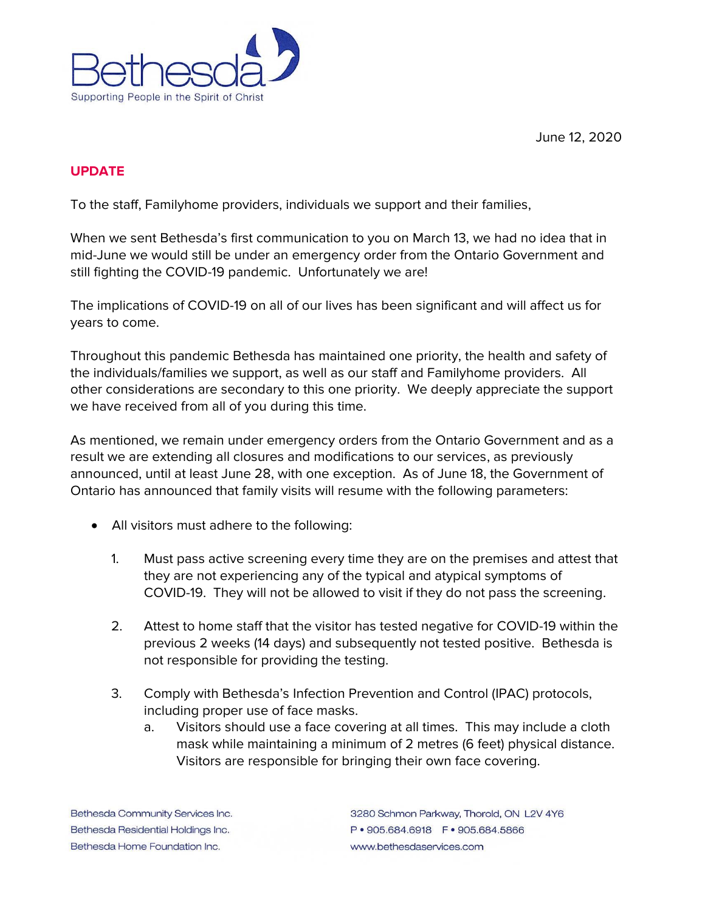Bethesda

Supporting People in the Spirit of Christ

June 12, 2020

**UPDATE**

To the staff, Familyhome providers, individuals we support and their families,

When we sent Bethesda's first communication to you on March 13, we had no idea that in mid-June we would still be under an emergency order from the Ontario Government and still fighting the COVID-19 pandemic. Unfortunately we are!

The implications of COVID-19 on all of our lives has been significant and will affect us for years to come.

Throughout this pandemic Bethesda has maintained one priority, the health and safety of the individuals/families we support, as well as our staff and Familyhome providers. All other considerations are secondary to this one priority. We deeply appreciate the support we have received from all of you during this time.

As mentioned, we remain under emergency orders from the Ontario Government and as a result we are extending all closures and modifications to our services, as previously announced, until at least June 28, with one exception. As of June 18, the Government of Ontario has announced that family visits will resume with the following parameters:

- All visitors must adhere to the following:

  1. Must pass active screening every time they are on the premises and attest that they are not experiencing any of the typical and atypical symptoms of COVID-19. They will not be allowed to visit if they do not pass the screening.

  2. Attest to home staff that the visitor has tested negative for COVID-19 within the previous 2 weeks (14 days) and subsequently not tested positive. Bethesda is not responsible for providing the testing.

  3. Comply with Bethesda's Infection Prevention and Control (IPAC) protocols, including proper use of face masks.
     a. Visitors should use a face covering at all times. This may include a cloth mask while maintaining a minimum of 2 metres (6 feet) physical distance. Visitors are responsible for bringing their own face covering.

Bethesda Community Services Inc.
Bethesda Residential Holdings Inc.
Bethesda Home Foundation Inc.

3280 Schmon Parkway, Thorold, ON L2V 4Y6
P • 905.684.6918 F • 905.684.5866
www.bethesdaservices.com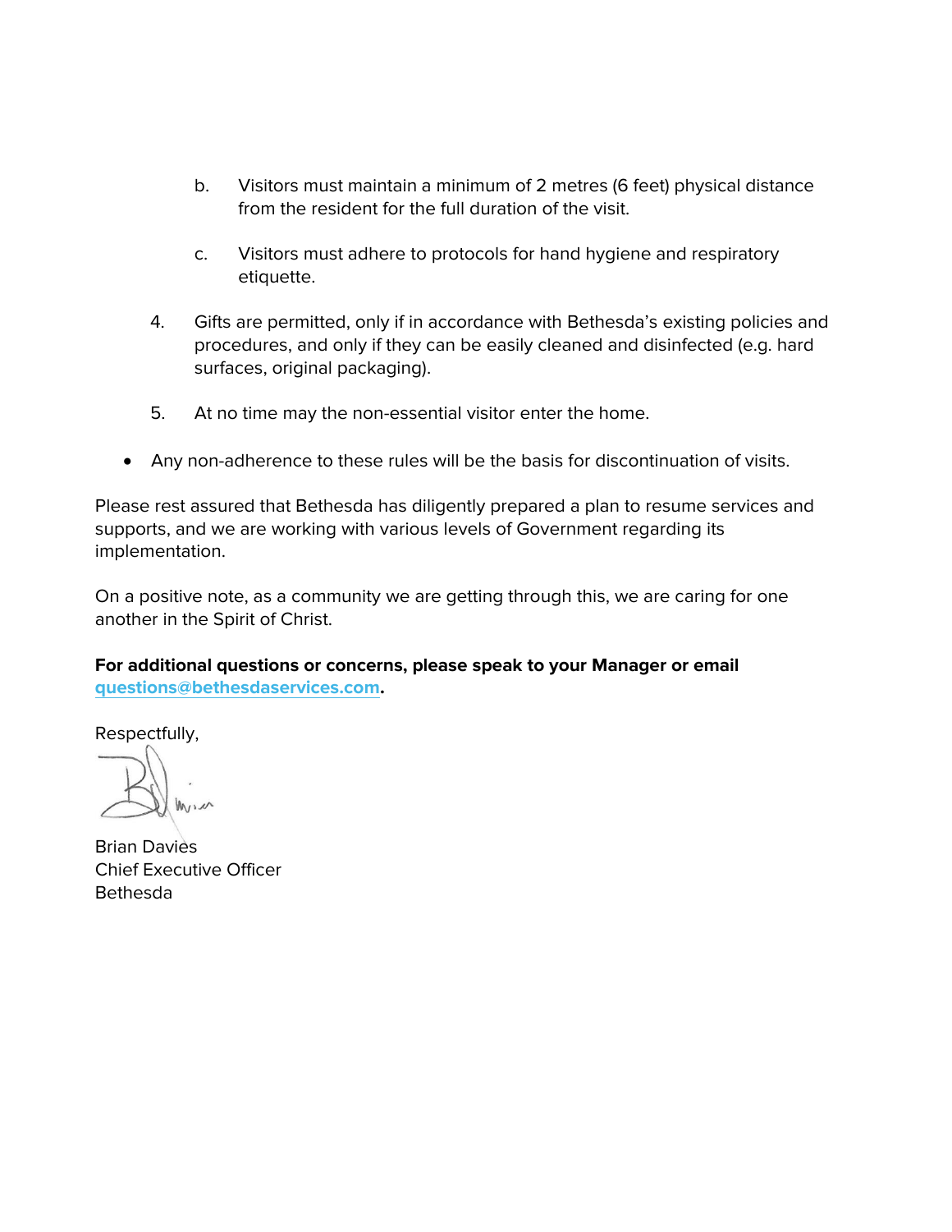b. Visitors must maintain a minimum of 2 metres (6 feet) physical distance from the resident for the full duration of the visit.

   c. Visitors must adhere to protocols for hand hygiene and respiratory etiquette.

4. Gifts are permitted, only if in accordance with Bethesda's existing policies and procedures, and only if they can be easily cleaned and disinfected (e.g. hard surfaces, original packaging).

5. At no time may the non-essential visitor enter the home.

- Any non-adherence to these rules will be the basis for discontinuation of visits.

Please rest assured that Bethesda has diligently prepared a plan to resume services and supports, and we are working with various levels of Government regarding its implementation.

On a positive note, as a community we are getting through this, we are caring for one another in the Spirit of Christ.

**For additional questions or concerns, please speak to your Manager or email questions@bethesdaservices.com.**

Respectfully,

Brian Davies
Chief Executive Officer
Bethesda